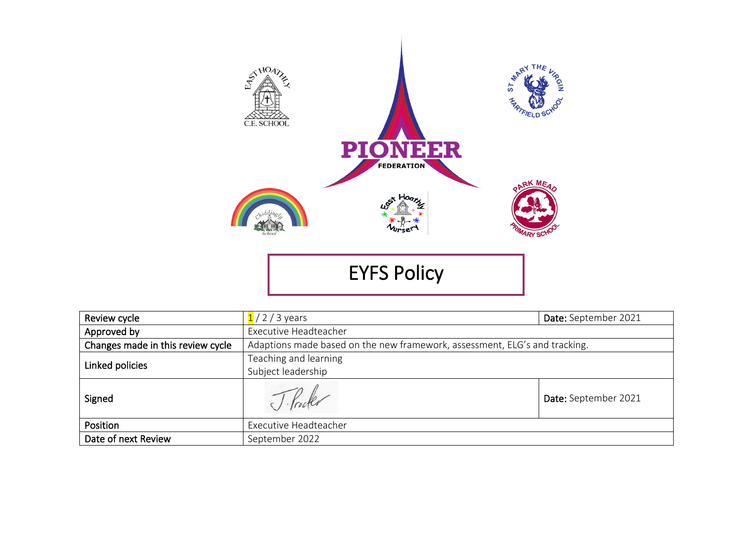# EYFS Policy

| Review cycle | 1 / 2 / 3 years | Date: September 2021 |
|---|---|---|
| Approved by | Executive Headteacher | |
| Changes made in this review cycle | Adaptions made based on the new framework, assessment, ELG's and tracking. | |
| Linked policies | Teaching and learning<br>Subject leadership | |
| Signed | J. Procter | Date: September 2021 |
| Position | Executive Headteacher | |
| Date of next Review | September 2022 | |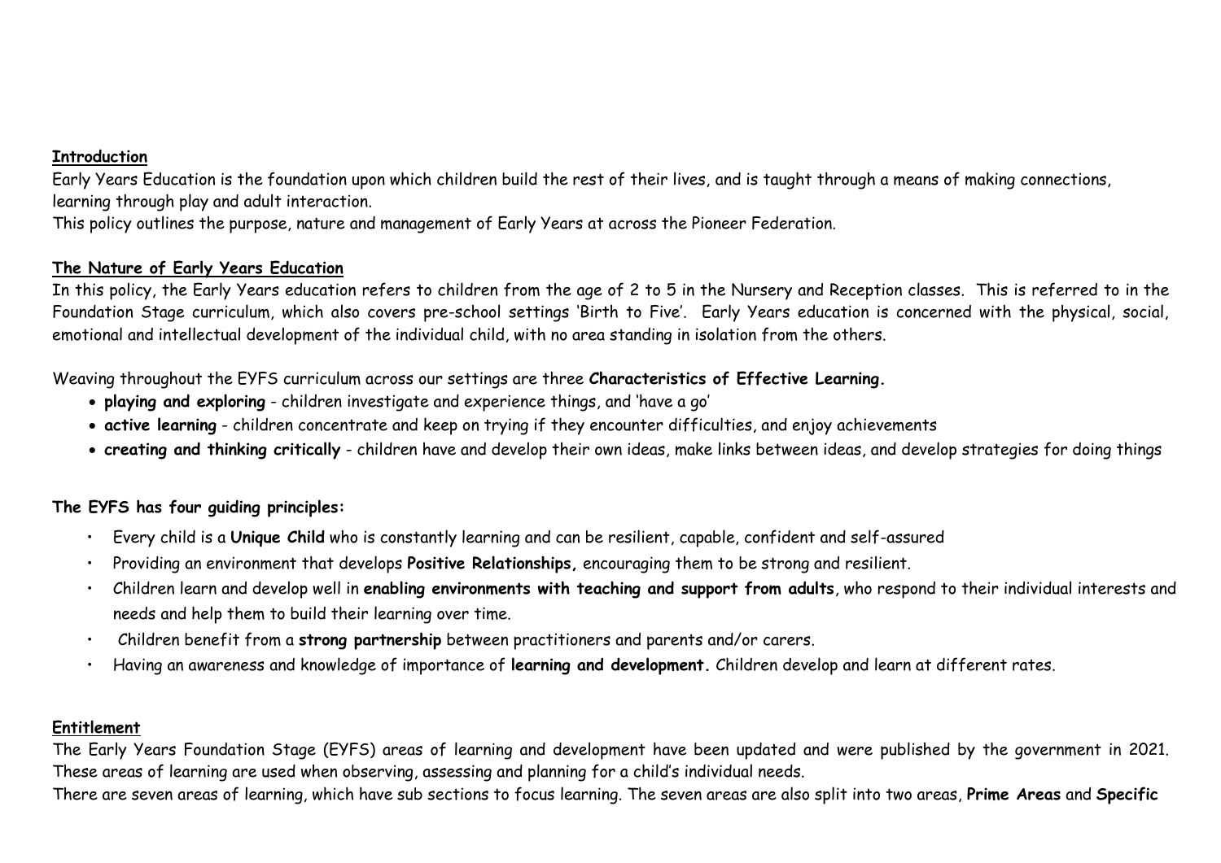## Introduction

Early Years Education is the foundation upon which children build the rest of their lives, and is taught through a means of making connections, learning through play and adult interaction.

This policy outlines the purpose, nature and management of Early Years at across the Pioneer Federation.

## The Nature of Early Years Education

In this policy, the Early Years education refers to children from the age of 2 to 5 in the Nursery and Reception classes. This is referred to in the Foundation Stage curriculum, which also covers pre-school settings 'Birth to Five'. Early Years education is concerned with the physical, social, emotional and intellectual development of the individual child, with no area standing in isolation from the others.

Weaving throughout the EYFS curriculum across our settings are three **Characteristics of Effective Learning.**

- **playing and exploring** - children investigate and experience things, and 'have a go'
- **active learning** - children concentrate and keep on trying if they encounter difficulties, and enjoy achievements
- **creating and thinking critically** - children have and develop their own ideas, make links between ideas, and develop strategies for doing things

**The EYFS has four guiding principles:**

- Every child is a **Unique Child** who is constantly learning and can be resilient, capable, confident and self-assured
- Providing an environment that develops **Positive Relationships,** encouraging them to be strong and resilient.
- Children learn and develop well in **enabling environments with teaching and support from adults**, who respond to their individual interests and needs and help them to build their learning over time.
- Children benefit from a **strong partnership** between practitioners and parents and/or carers.
- Having an awareness and knowledge of importance of **learning and development.** Children develop and learn at different rates.

## Entitlement

The Early Years Foundation Stage (EYFS) areas of learning and development have been updated and were published by the government in 2021. These areas of learning are used when observing, assessing and planning for a child's individual needs.

There are seven areas of learning, which have sub sections to focus learning. The seven areas are also split into two areas, **Prime Areas** and **Specific**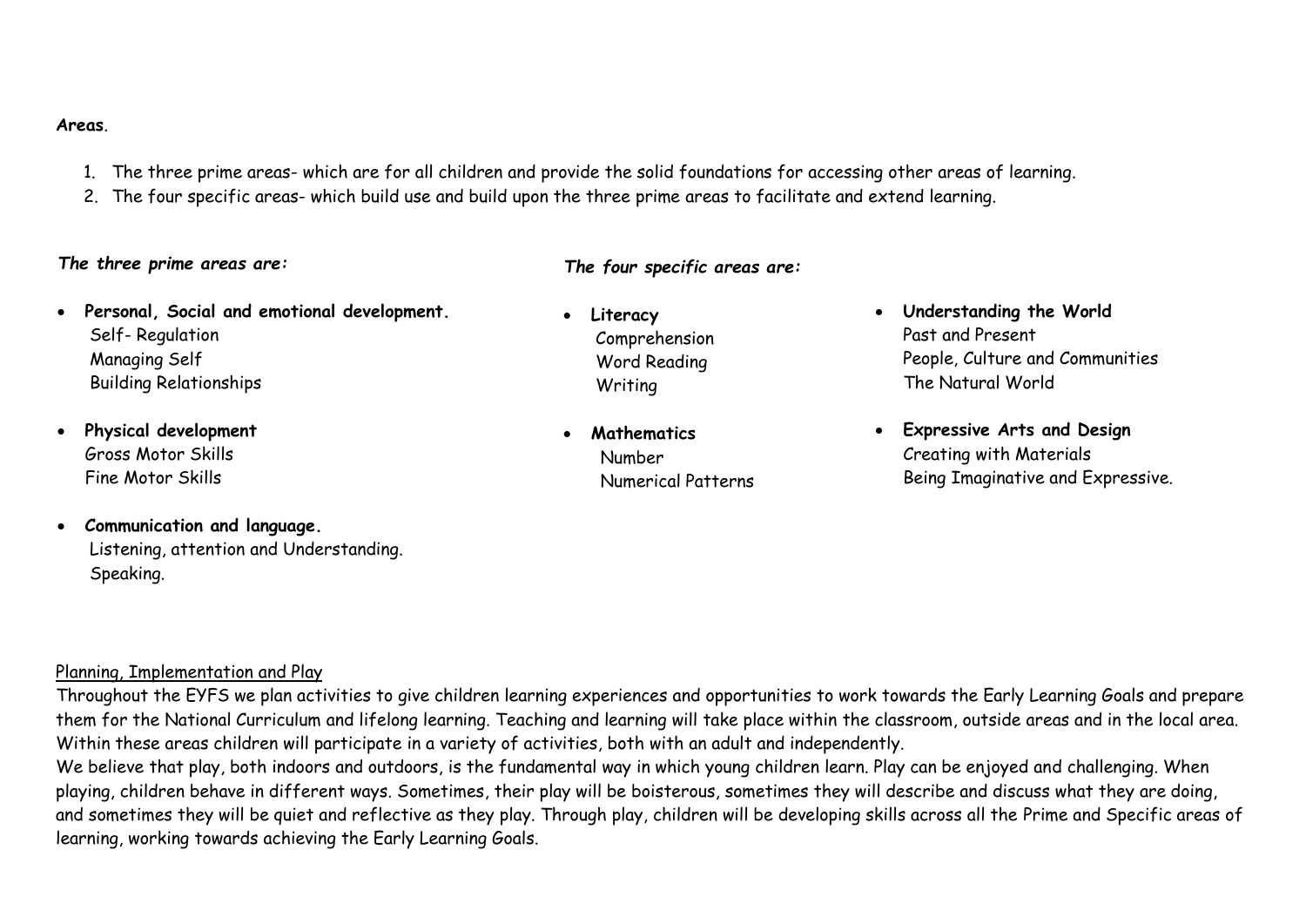**Areas**.

1. The three prime areas- which are for all children and provide the solid foundations for accessing other areas of learning.
2. The four specific areas- which build use and build upon the three prime areas to facilitate and extend learning.

***The three prime areas are:***

- **Personal, Social and emotional development.**
  Self- Regulation
  Managing Self
  Building Relationships

- **Physical development**
  Gross Motor Skills
  Fine Motor Skills

- **Communication and language.**
  Listening, attention and Understanding.
  Speaking.

***The four specific areas are:***

- **Literacy**
  Comprehension
  Word Reading
  Writing

- **Mathematics**
  Number
  Numerical Patterns

- **Understanding the World**
  Past and Present
  People, Culture and Communities
  The Natural World

- **Expressive Arts and Design**
  Creating with Materials
  Being Imaginative and Expressive.

<u>Planning, Implementation and Play</u>

Throughout the EYFS we plan activities to give children learning experiences and opportunities to work towards the Early Learning Goals and prepare them for the National Curriculum and lifelong learning. Teaching and learning will take place within the classroom, outside areas and in the local area. Within these areas children will participate in a variety of activities, both with an adult and independently.

We believe that play, both indoors and outdoors, is the fundamental way in which young children learn. Play can be enjoyed and challenging. When playing, children behave in different ways. Sometimes, their play will be boisterous, sometimes they will describe and discuss what they are doing, and sometimes they will be quiet and reflective as they play. Through play, children will be developing skills across all the Prime and Specific areas of learning, working towards achieving the Early Learning Goals.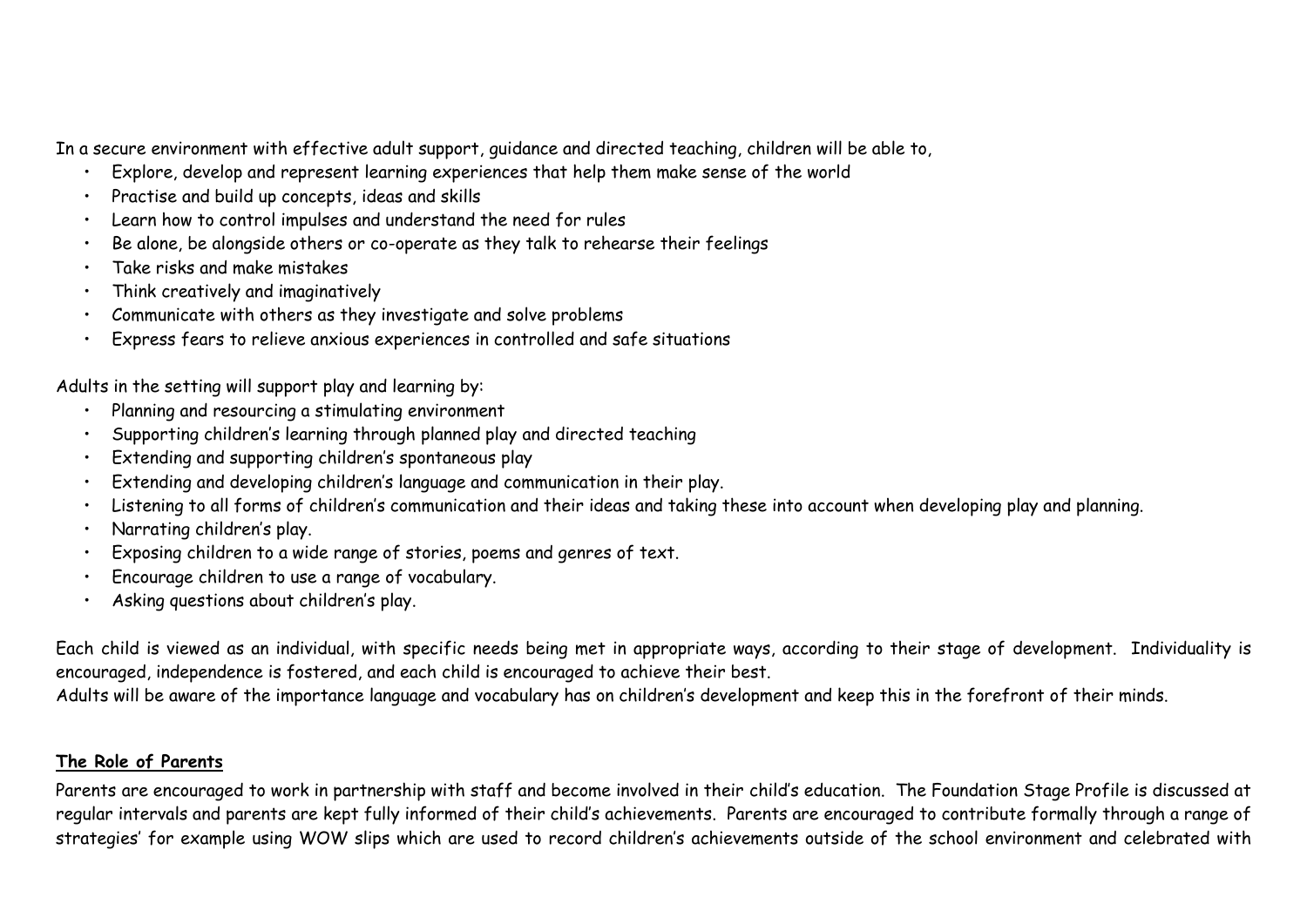In a secure environment with effective adult support, guidance and directed teaching, children will be able to,

- Explore, develop and represent learning experiences that help them make sense of the world
- Practise and build up concepts, ideas and skills
- Learn how to control impulses and understand the need for rules
- Be alone, be alongside others or co-operate as they talk to rehearse their feelings
- Take risks and make mistakes
- Think creatively and imaginatively
- Communicate with others as they investigate and solve problems
- Express fears to relieve anxious experiences in controlled and safe situations

Adults in the setting will support play and learning by:

- Planning and resourcing a stimulating environment
- Supporting children's learning through planned play and directed teaching
- Extending and supporting children's spontaneous play
- Extending and developing children's language and communication in their play.
- Listening to all forms of children's communication and their ideas and taking these into account when developing play and planning.
- Narrating children's play.
- Exposing children to a wide range of stories, poems and genres of text.
- Encourage children to use a range of vocabulary.
- Asking questions about children's play.

Each child is viewed as an individual, with specific needs being met in appropriate ways, according to their stage of development. Individuality is encouraged, independence is fostered, and each child is encouraged to achieve their best.
Adults will be aware of the importance language and vocabulary has on children's development and keep this in the forefront of their minds.

**The Role of Parents**

Parents are encouraged to work in partnership with staff and become involved in their child's education. The Foundation Stage Profile is discussed at regular intervals and parents are kept fully informed of their child's achievements. Parents are encouraged to contribute formally through a range of strategies' for example using WOW slips which are used to record children's achievements outside of the school environment and celebrated with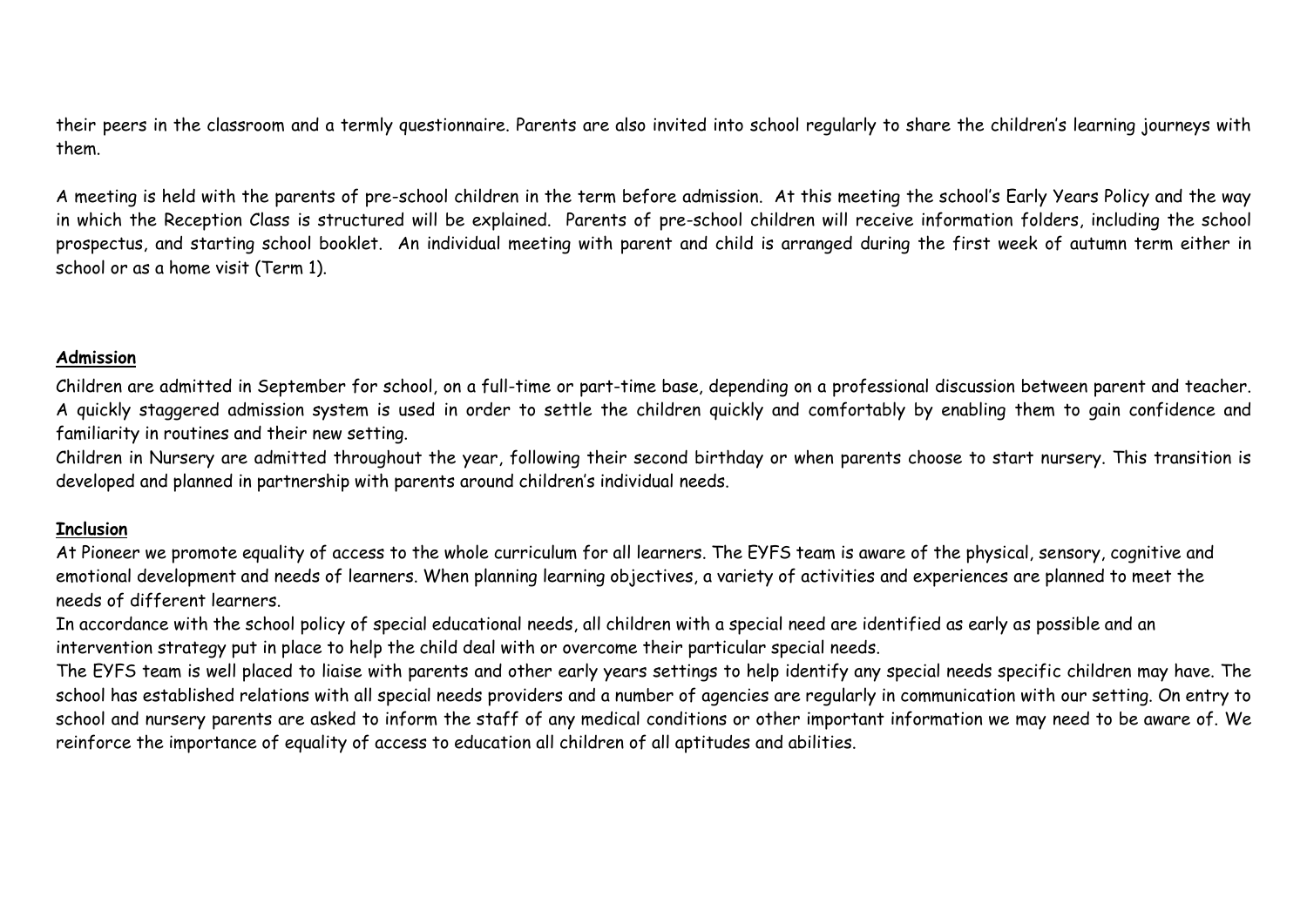their peers in the classroom and a termly questionnaire. Parents are also invited into school regularly to share the children's learning journeys with them.

A meeting is held with the parents of pre-school children in the term before admission. At this meeting the school's Early Years Policy and the way in which the Reception Class is structured will be explained. Parents of pre-school children will receive information folders, including the school prospectus, and starting school booklet. An individual meeting with parent and child is arranged during the first week of autumn term either in school or as a home visit (Term 1).

**Admission**

Children are admitted in September for school, on a full-time or part-time base, depending on a professional discussion between parent and teacher. A quickly staggered admission system is used in order to settle the children quickly and comfortably by enabling them to gain confidence and familiarity in routines and their new setting.

Children in Nursery are admitted throughout the year, following their second birthday or when parents choose to start nursery. This transition is developed and planned in partnership with parents around children's individual needs.

**Inclusion**

At Pioneer we promote equality of access to the whole curriculum for all learners. The EYFS team is aware of the physical, sensory, cognitive and emotional development and needs of learners. When planning learning objectives, a variety of activities and experiences are planned to meet the needs of different learners.

In accordance with the school policy of special educational needs, all children with a special need are identified as early as possible and an intervention strategy put in place to help the child deal with or overcome their particular special needs.

The EYFS team is well placed to liaise with parents and other early years settings to help identify any special needs specific children may have. The school has established relations with all special needs providers and a number of agencies are regularly in communication with our setting. On entry to school and nursery parents are asked to inform the staff of any medical conditions or other important information we may need to be aware of. We reinforce the importance of equality of access to education all children of all aptitudes and abilities.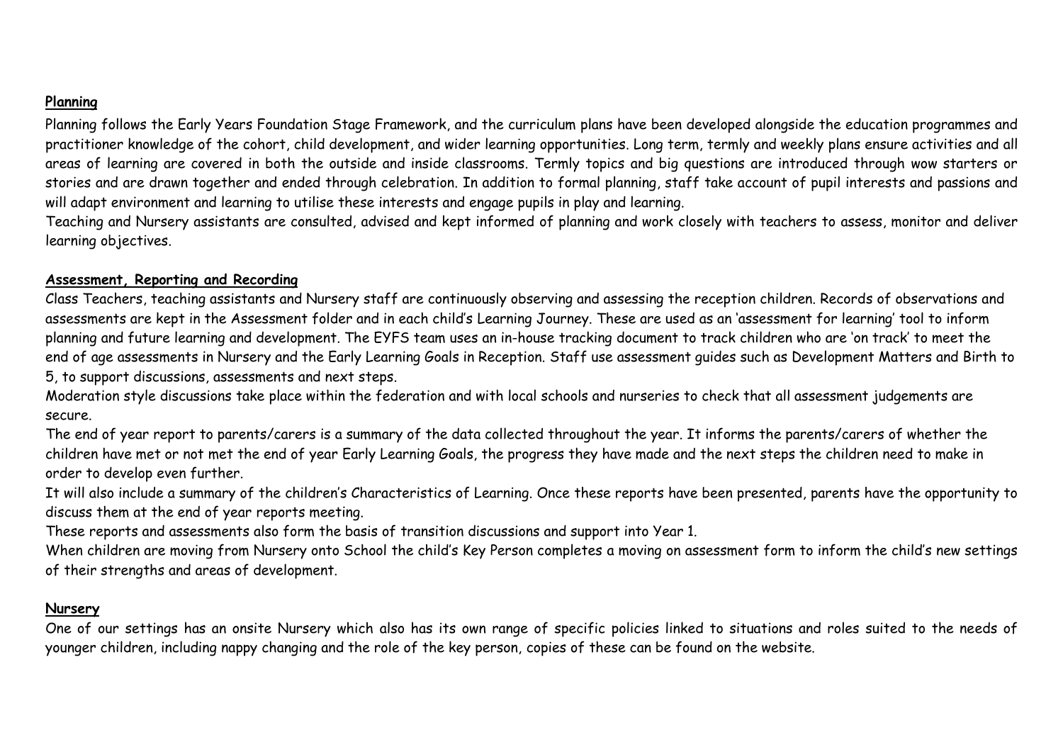**Planning**

Planning follows the Early Years Foundation Stage Framework, and the curriculum plans have been developed alongside the education programmes and practitioner knowledge of the cohort, child development, and wider learning opportunities. Long term, termly and weekly plans ensure activities and all areas of learning are covered in both the outside and inside classrooms. Termly topics and big questions are introduced through wow starters or stories and are drawn together and ended through celebration. In addition to formal planning, staff take account of pupil interests and passions and will adapt environment and learning to utilise these interests and engage pupils in play and learning.

Teaching and Nursery assistants are consulted, advised and kept informed of planning and work closely with teachers to assess, monitor and deliver learning objectives.

**Assessment, Reporting and Recording**

Class Teachers, teaching assistants and Nursery staff are continuously observing and assessing the reception children. Records of observations and assessments are kept in the Assessment folder and in each child's Learning Journey. These are used as an 'assessment for learning' tool to inform planning and future learning and development. The EYFS team uses an in-house tracking document to track children who are 'on track' to meet the end of age assessments in Nursery and the Early Learning Goals in Reception. Staff use assessment guides such as Development Matters and Birth to 5, to support discussions, assessments and next steps.

Moderation style discussions take place within the federation and with local schools and nurseries to check that all assessment judgements are secure.

The end of year report to parents/carers is a summary of the data collected throughout the year. It informs the parents/carers of whether the children have met or not met the end of year Early Learning Goals, the progress they have made and the next steps the children need to make in order to develop even further.

It will also include a summary of the children's Characteristics of Learning. Once these reports have been presented, parents have the opportunity to discuss them at the end of year reports meeting.

These reports and assessments also form the basis of transition discussions and support into Year 1.

When children are moving from Nursery onto School the child's Key Person completes a moving on assessment form to inform the child's new settings of their strengths and areas of development.

**Nursery**

One of our settings has an onsite Nursery which also has its own range of specific policies linked to situations and roles suited to the needs of younger children, including nappy changing and the role of the key person, copies of these can be found on the website.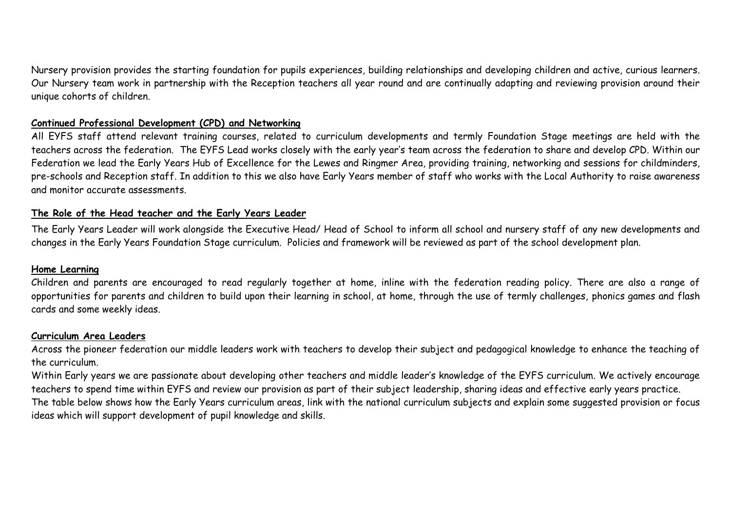Nursery provision provides the starting foundation for pupils experiences, building relationships and developing children and active, curious learners. Our Nursery team work in partnership with the Reception teachers all year round and are continually adapting and reviewing provision around their unique cohorts of children.

**Continued Professional Development (CPD) and Networking**

All EYFS staff attend relevant training courses, related to curriculum developments and termly Foundation Stage meetings are held with the teachers across the federation. The EYFS Lead works closely with the early year's team across the federation to share and develop CPD. Within our Federation we lead the Early Years Hub of Excellence for the Lewes and Ringmer Area, providing training, networking and sessions for childminders, pre-schools and Reception staff. In addition to this we also have Early Years member of staff who works with the Local Authority to raise awareness and monitor accurate assessments.

**The Role of the Head teacher and the Early Years Leader**

The Early Years Leader will work alongside the Executive Head/ Head of School to inform all school and nursery staff of any new developments and changes in the Early Years Foundation Stage curriculum. Policies and framework will be reviewed as part of the school development plan.

**Home Learning**

Children and parents are encouraged to read regularly together at home, inline with the federation reading policy. There are also a range of opportunities for parents and children to build upon their learning in school, at home, through the use of termly challenges, phonics games and flash cards and some weekly ideas.

**Curriculum Area Leaders**

Across the pioneer federation our middle leaders work with teachers to develop their subject and pedagogical knowledge to enhance the teaching of the curriculum.

Within Early years we are passionate about developing other teachers and middle leader's knowledge of the EYFS curriculum. We actively encourage teachers to spend time within EYFS and review our provision as part of their subject leadership, sharing ideas and effective early years practice.

The table below shows how the Early Years curriculum areas, link with the national curriculum subjects and explain some suggested provision or focus ideas which will support development of pupil knowledge and skills.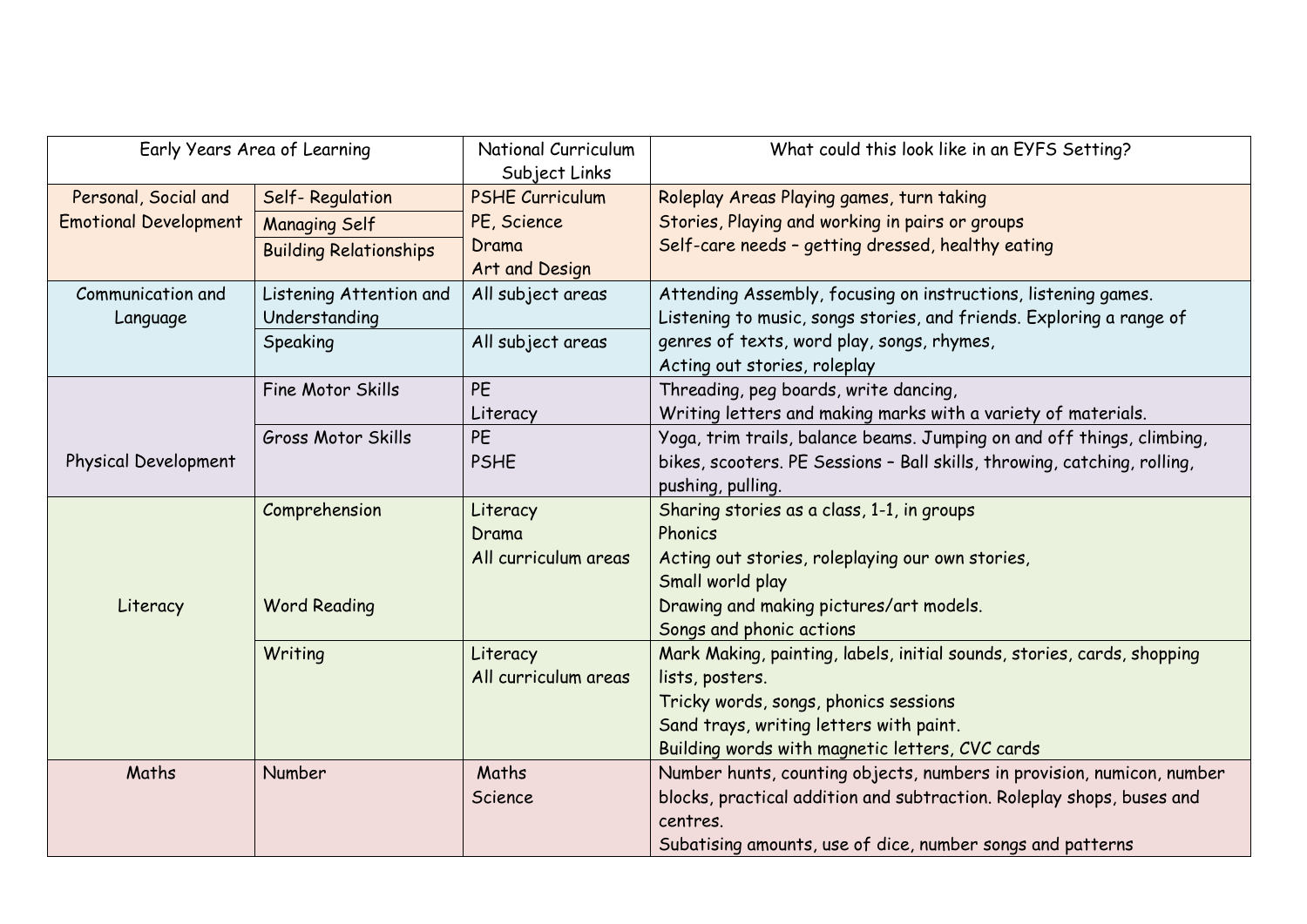| Early Years Area of Learning | | National Curriculum Subject Links | What could this look like in an EYFS Setting? |
|---|---|---|---|
| Personal, Social and Emotional Development | Self- Regulation<br>Managing Self<br>Building Relationships | PSHE Curriculum<br>PE, Science<br>Drama<br>Art and Design | Roleplay Areas Playing games, turn taking<br>Stories, Playing and working in pairs or groups<br>Self-care needs – getting dressed, healthy eating |
| Communication and Language | Listening Attention and Understanding | All subject areas | Attending Assembly, focusing on instructions, listening games. Listening to music, songs stories, and friends. Exploring a range of genres of texts, word play, songs, rhymes,<br>Acting out stories, roleplay |
| | Speaking | All subject areas | |
| Physical Development | Fine Motor Skills | PE<br>Literacy | Threading, peg boards, write dancing,<br>Writing letters and making marks with a variety of materials. |
| | Gross Motor Skills | PE<br>PSHE | Yoga, trim trails, balance beams. Jumping on and off things, climbing, bikes, scooters. PE Sessions – Ball skills, throwing, catching, rolling, pushing, pulling. |
| Literacy | Comprehension<br>Word Reading | Literacy<br>Drama<br>All curriculum areas | Sharing stories as a class, 1-1, in groups<br>Phonics<br>Acting out stories, roleplaying our own stories,<br>Small world play<br>Drawing and making pictures/art models.<br>Songs and phonic actions |
| | Writing | Literacy<br>All curriculum areas | Mark Making, painting, labels, initial sounds, stories, cards, shopping lists, posters.<br>Tricky words, songs, phonics sessions<br>Sand trays, writing letters with paint.<br>Building words with magnetic letters, CVC cards |
| Maths | Number | Maths<br>Science | Number hunts, counting objects, numbers in provision, numicon, number blocks, practical addition and subtraction. Roleplay shops, buses and centres.<br>Subatising amounts, use of dice, number songs and patterns |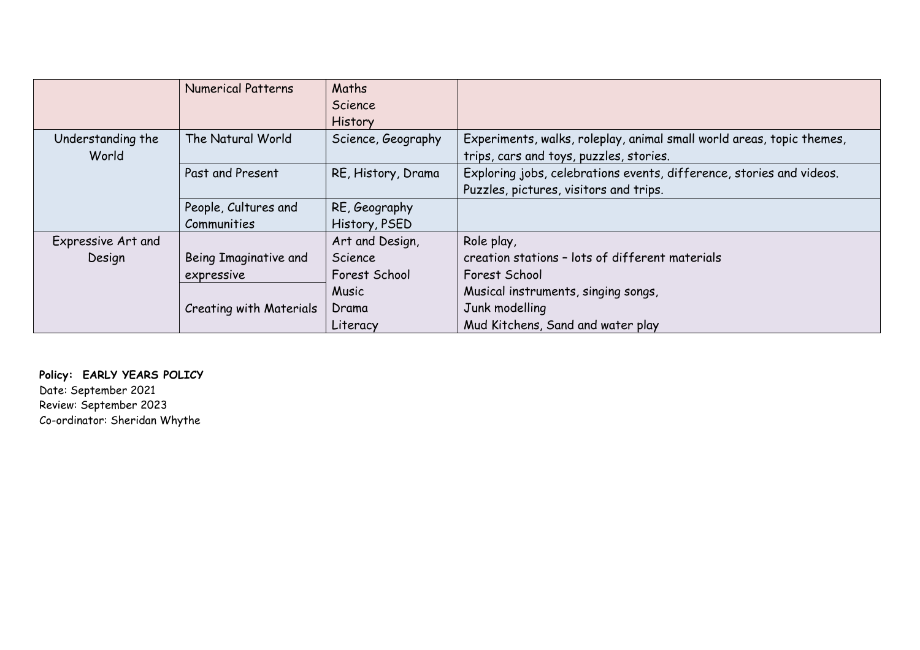| | | | |
|---|---|---|---|
| | Numerical Patterns | Maths<br>Science<br>History | |
| Understanding the World | The Natural World | Science, Geography | Experiments, walks, roleplay, animal small world areas, topic themes, trips, cars and toys, puzzles, stories. |
| | Past and Present | RE, History, Drama | Exploring jobs, celebrations events, difference, stories and videos. Puzzles, pictures, visitors and trips. |
| | People, Cultures and Communities | RE, Geography<br>History, PSED | |
| Expressive Art and Design | Being Imaginative and expressive | Art and Design,<br>Science<br>Forest School<br>Music<br>Drama<br>Literacy | Role play,<br>creation stations – lots of different materials<br>Forest School<br>Musical instruments, singing songs,<br>Junk modelling<br>Mud Kitchens, Sand and water play |
| | Creating with Materials | | |

**Policy: EARLY YEARS POLICY**
Date: September 2021
Review: September 2023
Co-ordinator: Sheridan Whythe